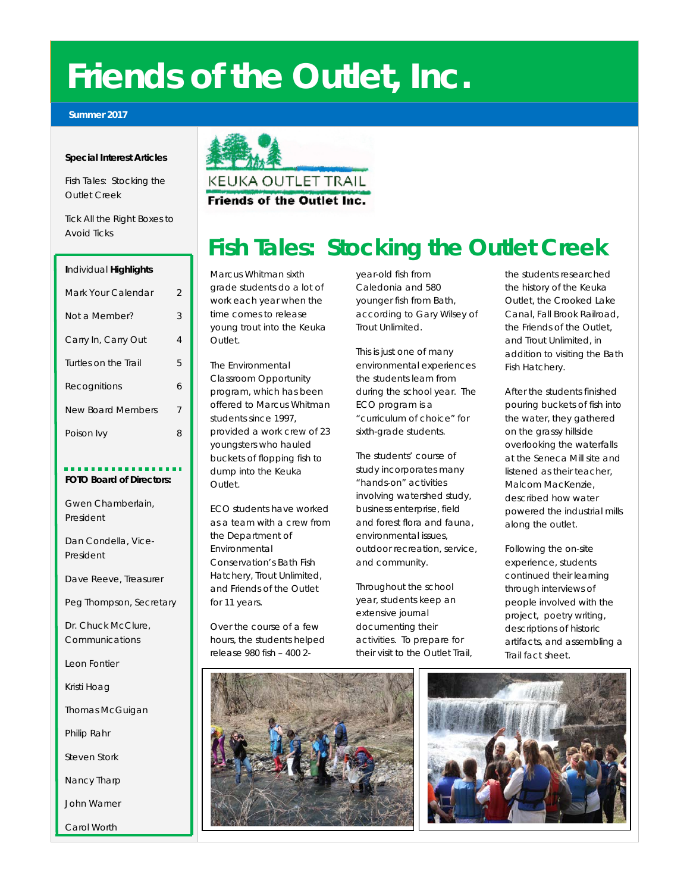# Friends of the Outlet, Inc.

**Summer 2017**

**Special Interest Articles**

Fish Tales: Stocking the Outlet Creek

Tick All the Right Boxes to Avoid Ticks

| Individual **Highlights** | |
|---|---|
| Mark Your Calendar | 2 |
| Not a Member? | 3 |
| Carry In, Carry Out | 4 |
| Turtles on the Trail | 5 |
| Recognitions | 6 |
| New Board Members | 7 |
| Poison Ivy | 8 |

**FOTO Board of Directors:**

Gwen Chamberlain, President

Dan Condella, Vice-President

Dave Reeve, Treasurer

Peg Thompson, Secretary

Dr. Chuck McClure, Communications

Leon Fontier

Kristi Hoag

Thomas McGuigan

Philip Rahr

Steven Stork

Nancy Tharp

John Warner

Carol Worth

KEUKA OUTLET TRAIL
Friends of the Outlet Inc.

## Fish Tales: Stocking the Outlet Creek

Marcus Whitman sixth grade students do a lot of work each year when the time comes to release young trout into the Keuka Outlet.

The Environmental Classroom Opportunity program, which has been offered to Marcus Whitman students since 1997, provided a work crew of 23 youngsters who hauled buckets of flopping fish to dump into the Keuka Outlet.

ECO students have worked as a team with a crew from the Department of Environmental Conservation's Bath Fish Hatchery, Trout Unlimited, and Friends of the Outlet for 11 years.

Over the course of a few hours, the students helped release 980 fish – 400 2-year-old fish from Caledonia and 580 younger fish from Bath, according to Gary Wilsey of Trout Unlimited.

This is just one of many environmental experiences the students learn from during the school year. The ECO program is a "curriculum of choice" for sixth-grade students.

The students' course of study incorporates many "hands-on" activities involving watershed study, business enterprise, field and forest flora and fauna, environmental issues, outdoor recreation, service, and community.

Throughout the school year, students keep an extensive journal documenting their activities. To prepare for their visit to the Outlet Trail, the students researched the history of the Keuka Outlet, the Crooked Lake Canal, Fall Brook Railroad, the Friends of the Outlet, and Trout Unlimited, in addition to visiting the Bath Fish Hatchery.

After the students finished pouring buckets of fish into the water, they gathered on the grassy hillside overlooking the waterfalls at the Seneca Mill site and listened as their teacher, Malcom MacKenzie, described how water powered the industrial mills along the outlet.

Following the on-site experience, students continued their learning through interviews of people involved with the project, poetry writing, descriptions of historic artifacts, and assembling a Trail fact sheet.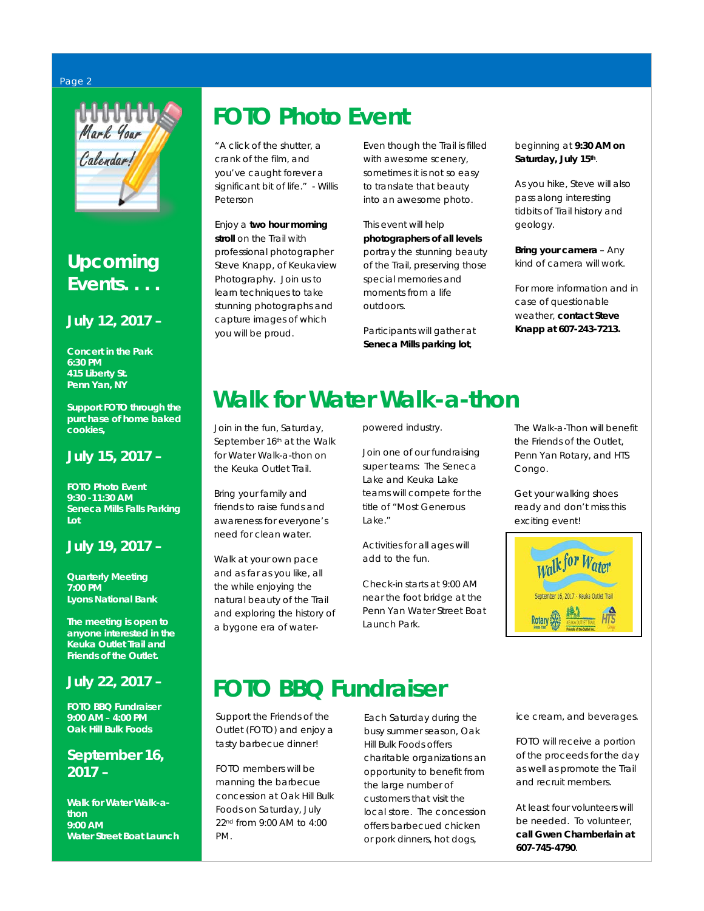## Upcoming Events. . . .

### July 12, 2017 –

**Concert in the Park**
**6:30 PM**
**415 Liberty St.**
**Penn Yan, NY**

**Support FOTO through the purchase of home baked cookies,**

### July 15, 2017 –

**FOTO Photo Event**
**9:30 -11:30 AM**
**Seneca Mills Falls Parking Lot**

### July 19, 2017 –

**Quarterly Meeting**
**7:00 PM**
**Lyons National Bank**

**The meeting is open to anyone interested in the Keuka Outlet Trail and Friends of the Outlet.**

### July 22, 2017 –

**FOTO BBQ Fundraiser**
**9:00 AM – 4:00 PM**
**Oak Hill Bulk Foods**

### September 16, 2017 –

**Walk for Water Walk-a-thon**
**9:00 AM**
**Water Street Boat Launch**

# FOTO Photo Event

"A click of the shutter, a crank of the film, and you've caught forever a significant bit of life." - Willis Peterson

Enjoy a **two hour morning stroll** on the Trail with professional photographer Steve Knapp, of Keukaview Photography. Join us to learn techniques to take stunning photographs and capture images of which you will be proud.

Even though the Trail is filled with awesome scenery, sometimes it is not so easy to translate that beauty into an awesome photo.

This event will help **photographers of all levels** portray the stunning beauty of the Trail, preserving those special memories and moments from a life outdoors.

Participants will gather at **Seneca Mills parking lot**, beginning at **9:30 AM on Saturday, July 15th**.

As you hike, Steve will also pass along interesting tidbits of Trail history and geology.

**Bring your camera** – Any kind of camera will work.

For more information and in case of questionable weather, **contact Steve Knapp at 607-243-7213.**

# Walk for Water Walk-a-thon

Join in the fun, Saturday, September 16th at the Walk for Water Walk-a-thon on the Keuka Outlet Trail.

Bring your family and friends to raise funds and awareness for everyone's need for clean water.

Walk at your own pace and as far as you like, all the while enjoying the natural beauty of the Trail and exploring the history of a bygone era of water-powered industry.

Join one of our fundraising super teams: The Seneca Lake and Keuka Lake teams will compete for the title of "Most Generous Lake."

Activities for all ages will add to the fun.

Check-in starts at 9:00 AM near the foot bridge at the Penn Yan Water Street Boat Launch Park.

The Walk-a-Thon will benefit the Friends of the Outlet, Penn Yan Rotary, and HTS Congo.

Get your walking shoes ready and don't miss this exciting event!

Walk for Water
September 16, 2017 · Keuka Outlet Trail

# FOTO BBQ Fundraiser

Support the Friends of the Outlet (FOTO) and enjoy a tasty barbecue dinner!

FOTO members will be manning the barbecue concession at Oak Hill Bulk Foods on Saturday, July 22nd from 9:00 AM to 4:00 PM.

Each Saturday during the busy summer season, Oak Hill Bulk Foods offers charitable organizations an opportunity to benefit from the large number of customers that visit the local store. The concession offers barbecued chicken or pork dinners, hot dogs, ice cream, and beverages.

FOTO will receive a portion of the proceeds for the day as well as promote the Trail and recruit members.

At least four volunteers will be needed. To volunteer, **call Gwen Chamberlain at 607-745-4790**.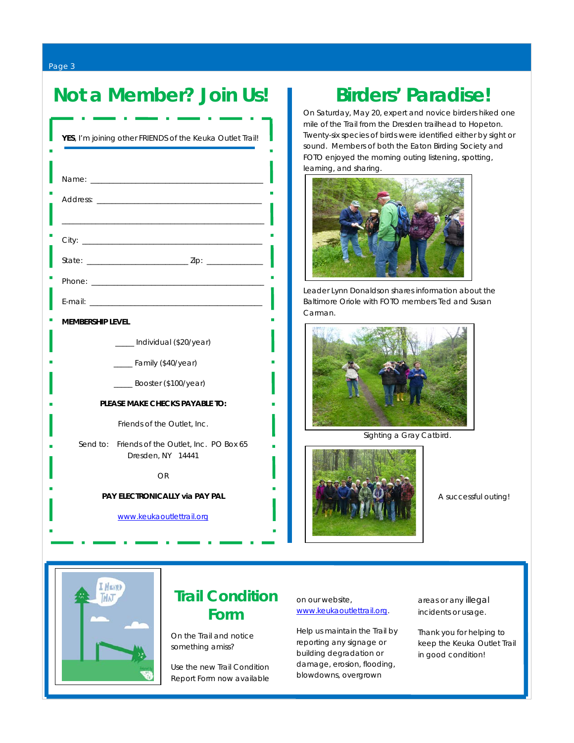## Not a Member? Join Us!

**YES**, I'm joining other FRIENDS of the Keuka Outlet Trail!

Name: ________________________________________

Address: ______________________________________

______________________________________________

City: _________________________________________

State: ______________________ Zip: ____________

Phone: ________________________________________

E-mail: _______________________________________

**MEMBERSHIP LEVEL**

_____ Individual ($20/year)

_____ Family ($40/year)

_____ Booster ($100/year)

**PLEASE MAKE CHECKS PAYABLE TO:**

Friends of the Outlet, Inc.

Send to: Friends of the Outlet, Inc. PO Box 65
Dresden, NY 14441

OR

**PAY ELECTRONICALLY via PAY PAL**

www.keukaoutlettrail.org

## Birders' Paradise!

On Saturday, May 20, expert and novice birders hiked one mile of the Trail from the Dresden trailhead to Hopeton. Twenty-six species of birds were identified either by sight or sound. Members of both the Eaton Birding Society and FOTO enjoyed the morning outing listening, spotting, learning, and sharing.

Leader Lynn Donaldson shares information about the Baltimore Oriole with FOTO members Ted and Susan Carman.

Sighting a Gray Catbird.

A successful outing!

## Trail Condition Form

On the Trail and notice something amiss?

Use the new Trail Condition Report Form now available on our website, www.keukaoutlettrail.org.

Help us maintain the Trail by reporting any signage or building degradation or damage, erosion, flooding, blowdowns, overgrown areas or any illegal incidents or usage.

Thank you for helping to keep the Keuka Outlet Trail in good condition!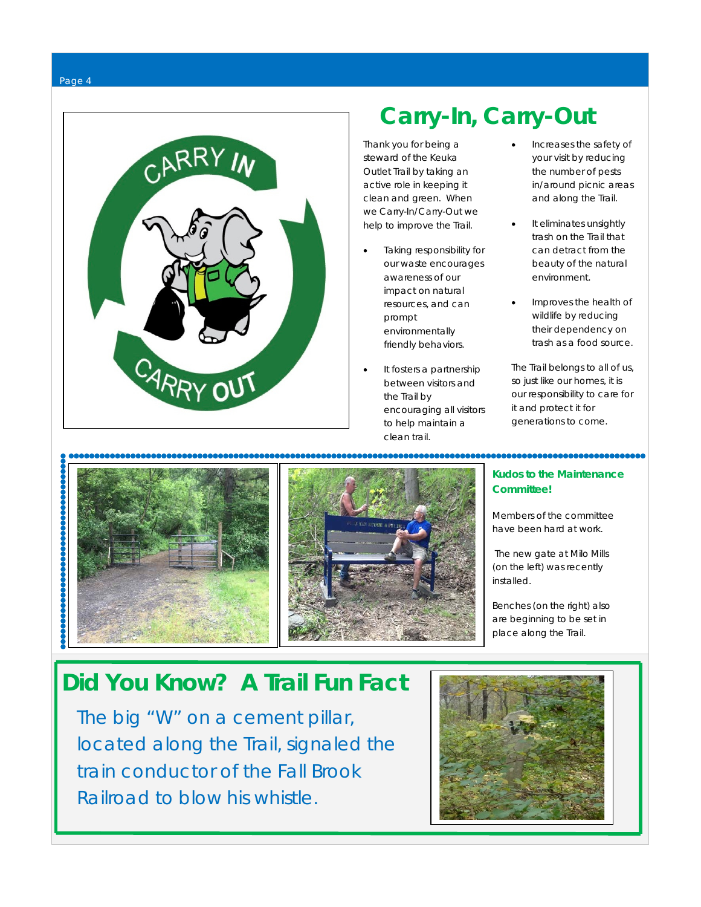# Carry-In, Carry-Out

Thank you for being a steward of the Keuka Outlet Trail by taking an active role in keeping it clean and green. When we Carry-In/Carry-Out we help to improve the Trail.

- Taking responsibility for our waste encourages awareness of our impact on natural resources, and can prompt environmentally friendly behaviors.
- It fosters a partnership between visitors and the Trail by encouraging all visitors to help maintain a clean trail.
- Increases the safety of your visit by reducing the number of pests in/around picnic areas and along the Trail.
- It eliminates unsightly trash on the Trail that can detract from the beauty of the natural environment.
- Improves the health of wildlife by reducing their dependency on trash as a food source.

The Trail belongs to all of us, so just like our homes, it is our responsibility to care for it and protect it for generations to come.

### Kudos to the Maintenance Committee!

Members of the committee have been hard at work.

The new gate at Milo Mills (on the left) was recently installed.

Benches (on the right) also are beginning to be set in place along the Trail.

## Did You Know? A Trail Fun Fact

The big "W" on a cement pillar, located along the Trail, signaled the train conductor of the Fall Brook Railroad to blow his whistle.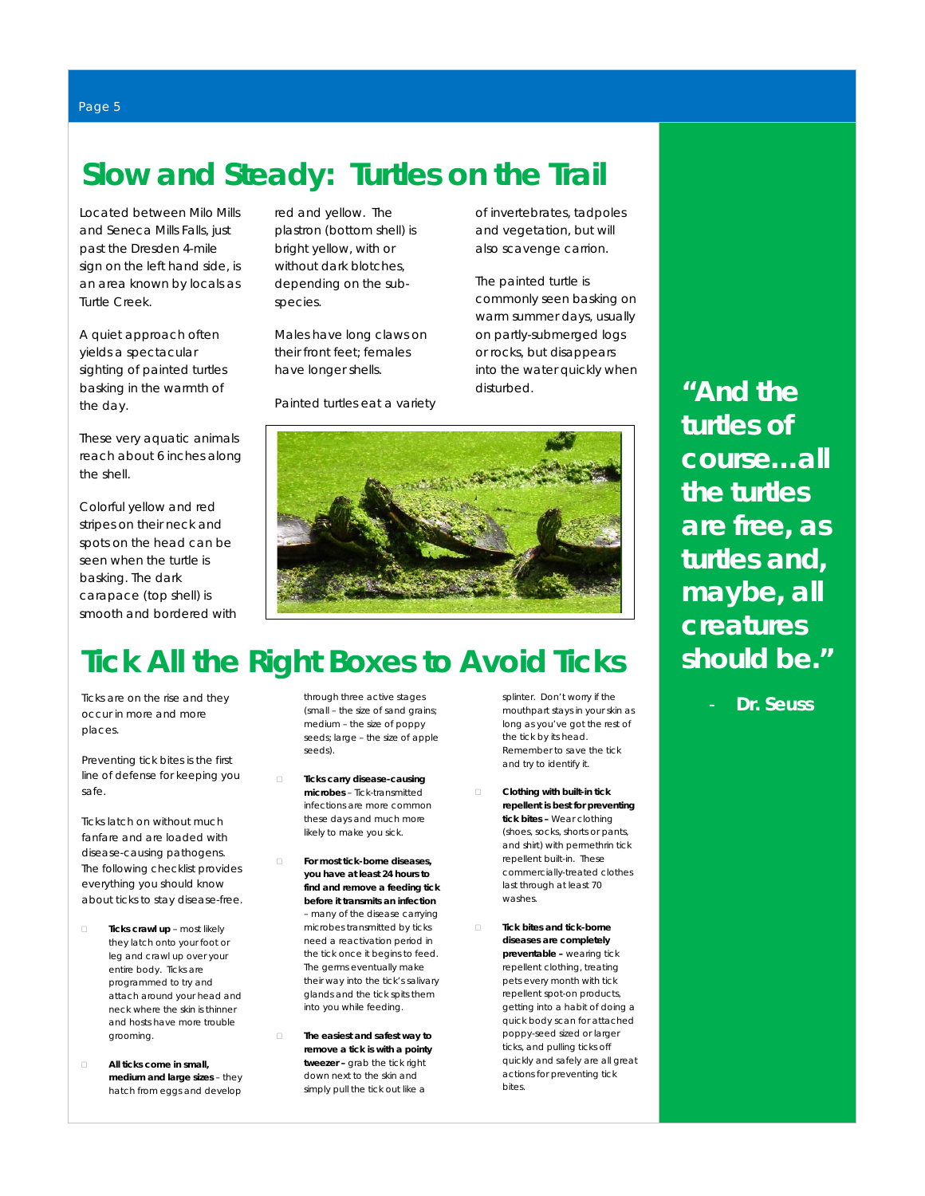# Slow and Steady: Turtles on the Trail

Located between Milo Mills and Seneca Mills Falls, just past the Dresden 4-mile sign on the left hand side, is an area known by locals as Turtle Creek.

A quiet approach often yields a spectacular sighting of painted turtles basking in the warmth of the day.

These very aquatic animals reach about 6 inches along the shell.

Colorful yellow and red stripes on their neck and spots on the head can be seen when the turtle is basking. The dark carapace (top shell) is smooth and bordered with red and yellow. The plastron (bottom shell) is bright yellow, with or without dark blotches, depending on the sub-species.

Males have long claws on their front feet; females have longer shells.

Painted turtles eat a variety of invertebrates, tadpoles and vegetation, but will also scavenge carrion.

The painted turtle is commonly seen basking on warm summer days, usually on partly-submerged logs or rocks, but disappears into the water quickly when disturbed.

# Tick All the Right Boxes to Avoid Ticks

Ticks are on the rise and they occur in more and more places.

Preventing tick bites is the first line of defense for keeping you safe.

Ticks latch on without much fanfare and are loaded with disease-causing pathogens. The following checklist provides everything you should know about ticks to stay disease-free.

- **Ticks crawl up** – most likely they latch onto your foot or leg and crawl up over your entire body. Ticks are programmed to try and attach around your head and neck where the skin is thinner and hosts have more trouble grooming.
- **All ticks come in small, medium and large sizes** – they hatch from eggs and develop through three active stages (small – the size of sand grains; medium – the size of poppy seeds; large – the size of apple seeds).
- **Ticks carry disease-causing microbes** – Tick-transmitted infections are more common these days and much more likely to make you sick.
- **For most tick-borne diseases, you have at least 24 hours to find and remove a feeding tick before it transmits an infection** – many of the disease carrying microbes transmitted by ticks need a reactivation period in the tick once it begins to feed. The germs eventually make their way into the tick's salivary glands and the tick spits them into you while feeding.
- **The easiest and safest way to remove a tick is with a pointy tweezer** – grab the tick right down next to the skin and simply pull the tick out like a splinter. Don't worry if the mouthpart stays in your skin as long as you've got the rest of the tick by its head. Remember to save the tick and try to identify it.
- **Clothing with built-in tick repellent is best for preventing tick bites** – Wear clothing (shoes, socks, shorts or pants, and shirt) with permethrin tick repellent built-in. These commercially-treated clothes last through at least 70 washes.
- **Tick bites and tick-borne diseases are completely preventable** – wearing tick repellent clothing, treating pets every month with tick repellent spot-on products, getting into a habit of doing a quick body scan for attached poppy-seed sized or larger ticks, and pulling ticks off quickly and safely are all great actions for preventing tick bites.

**"And the turtles of course…all the turtles are free, as turtles and, maybe, all creatures should be."**

**- Dr. Seuss**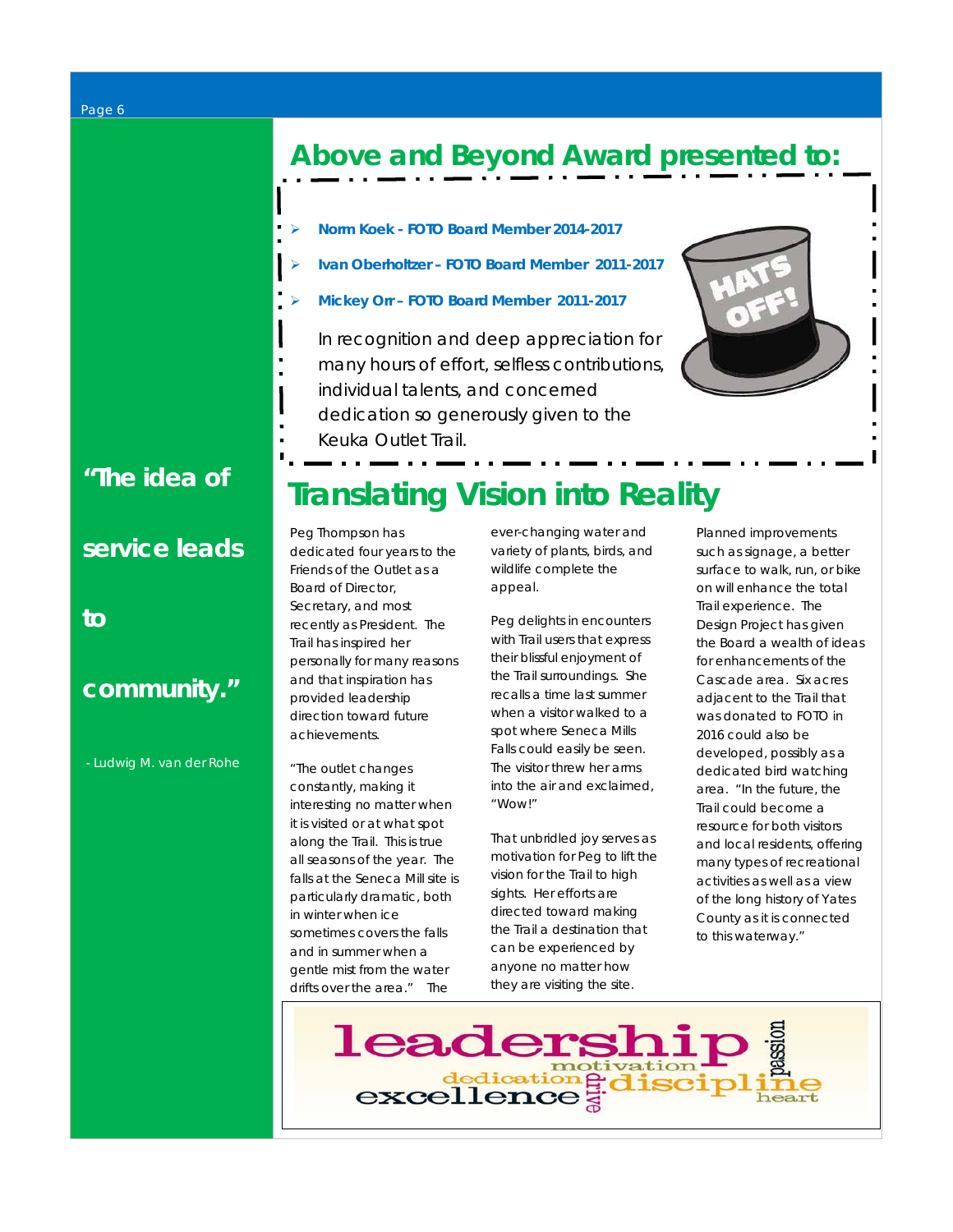## Above and Beyond Award presented to:

- **Norm Koek - FOTO Board Member 2014-2017**
- **Ivan Oberholtzer – FOTO Board Member 2011-2017**
- **Mickey Orr – FOTO Board Member 2011-2017**

In recognition and deep appreciation for many hours of effort, selfless contributions, individual talents, and concerned dedication so generously given to the Keuka Outlet Trail.

**"The idea of service leads to community."**

- Ludwig M. van der Rohe

## Translating Vision into Reality

Peg Thompson has dedicated four years to the Friends of the Outlet as a Board of Director, Secretary, and most recently as President. The Trail has inspired her personally for many reasons and that inspiration has provided leadership direction toward future achievements.

"The outlet changes constantly, making it interesting no matter when it is visited or at what spot along the Trail. This is true all seasons of the year. The falls at the Seneca Mill site is particularly dramatic, both in winter when ice sometimes covers the falls and in summer when a gentle mist from the water drifts over the area." The ever-changing water and variety of plants, birds, and wildlife complete the appeal.

Peg delights in encounters with Trail users that express their blissful enjoyment of the Trail surroundings. She recalls a time last summer when a visitor walked to a spot where Seneca Mills Falls could easily be seen. The visitor threw her arms into the air and exclaimed, "Wow!"

That unbridled joy serves as motivation for Peg to lift the vision for the Trail to high sights. Her efforts are directed toward making the Trail a destination that can be experienced by anyone no matter how they are visiting the site.

Planned improvements such as signage, a better surface to walk, run, or bike on will enhance the total Trail experience. The Design Project has given the Board a wealth of ideas for enhancements of the Cascade area. Six acres adjacent to the Trail that was donated to FOTO in 2016 could also be developed, possibly as a dedicated bird watching area. "In the future, the Trail could become a resource for both visitors and local residents, offering many types of recreational activities as well as a view of the long history of Yates County as it is connected to this waterway."

leadership motivation dedication excellence drive discipline passion heart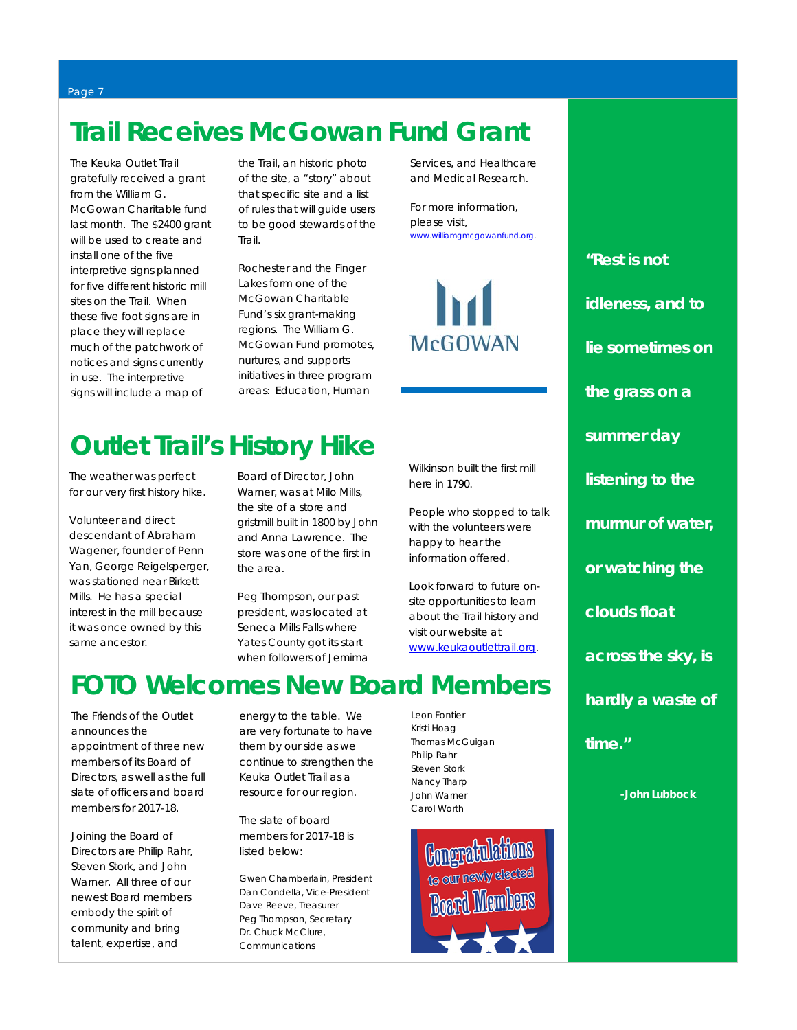# Trail Receives McGowan Fund Grant

The Keuka Outlet Trail gratefully received a grant from the William G. McGowan Charitable fund last month. The $2400 grant will be used to create and install one of the five interpretive signs planned for five different historic mill sites on the Trail. When these five foot signs are in place they will replace much of the patchwork of notices and signs currently in use. The interpretive signs will include a map of the Trail, an historic photo of the site, a "story" about that specific site and a list of rules that will guide users to be good stewards of the Trail.

Rochester and the Finger Lakes form one of the McGowan Charitable Fund's six grant-making regions. The William G. McGowan Fund promotes, nurtures, and supports initiatives in three program areas: Education, Human Services, and Healthcare and Medical Research.

For more information, please visit, www.williamgmcgowanfund.org.

# Outlet Trail's History Hike

The weather was perfect for our very first history hike.

Volunteer and direct descendant of Abraham Wagener, founder of Penn Yan, George Reigelsperger, was stationed near Birkett Mills. He has a special interest in the mill because it was once owned by this same ancestor.

Board of Director, John Warner, was at Milo Mills, the site of a store and gristmill built in 1800 by John and Anna Lawrence. The store was one of the first in the area.

Peg Thompson, our past president, was located at Seneca Mills Falls where Yates County got its start when followers of Jemima Wilkinson built the first mill here in 1790.

People who stopped to talk with the volunteers were happy to hear the information offered.

Look forward to future on-site opportunities to learn about the Trail history and visit our website at www.keukaoutlettrail.org.

# FOTO Welcomes New Board Members

The Friends of the Outlet announces the appointment of three new members of its Board of Directors, as well as the full slate of officers and board members for 2017-18.

Joining the Board of Directors are Philip Rahr, Steven Stork, and John Warner. All three of our newest Board members embody the spirit of community and bring talent, expertise, and energy to the table. We are very fortunate to have them by our side as we continue to strengthen the Keuka Outlet Trail as a resource for our region.

The slate of board members for 2017-18 is listed below:

Gwen Chamberlain, President
Dan Condella, Vice-President
Dave Reeve, Treasurer
Peg Thompson, Secretary
Dr. Chuck McClure, Communications
Leon Fontier
Kristi Hoag
Thomas McGuigan
Philip Rahr
Steven Stork
Nancy Tharp
John Warner
Carol Worth

**"Rest is not idleness, and to lie sometimes on the grass on a summer day listening to the murmur of water, or watching the clouds float across the sky, is hardly a waste of time."**

**-John Lubbock**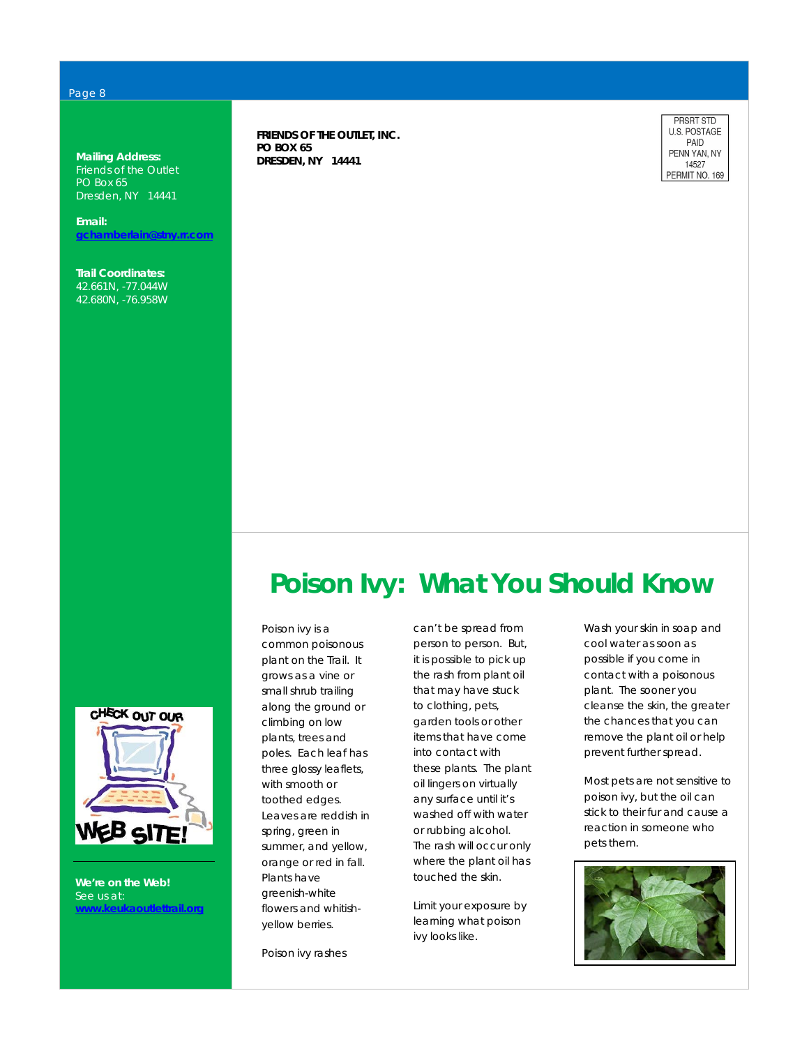**Mailing Address:**
Friends of the Outlet
PO Box 65
Dresden, NY 14441

**Email:**
gchamberlain@stny.rr.com

**Trail Coordinates:**
42.661N, -77.044W
42.680N, -76.958W

CHECK OUT OUR WEB SITE!

**We're on the Web!**
See us at:
www.keukaoutlettrail.org

**FRIENDS OF THE OUTLET, INC.**
**PO BOX 65**
**DRESDEN, NY 14441**

PRSRT STD
U.S. POSTAGE
PAID
PENN YAN, NY
14527
PERMIT NO. 169

# Poison Ivy: What You Should Know

Poison ivy is a common poisonous plant on the Trail. It grows as a vine or small shrub trailing along the ground or climbing on low plants, trees and poles. Each leaf has three glossy leaflets, with smooth or toothed edges. Leaves are reddish in spring, green in summer, and yellow, orange or red in fall. Plants have greenish-white flowers and whitish-yellow berries.

Poison ivy rashes can't be spread from person to person. But, it is possible to pick up the rash from plant oil that may have stuck to clothing, pets, garden tools or other items that have come into contact with these plants. The plant oil lingers on virtually any surface until it's washed off with water or rubbing alcohol. The rash will occur only where the plant oil has touched the skin.

Limit your exposure by learning what poison ivy looks like.

Wash your skin in soap and cool water as soon as possible if you come in contact with a poisonous plant. The sooner you cleanse the skin, the greater the chances that you can remove the plant oil or help prevent further spread.

Most pets are not sensitive to poison ivy, but the oil can stick to their fur and cause a reaction in someone who pets them.